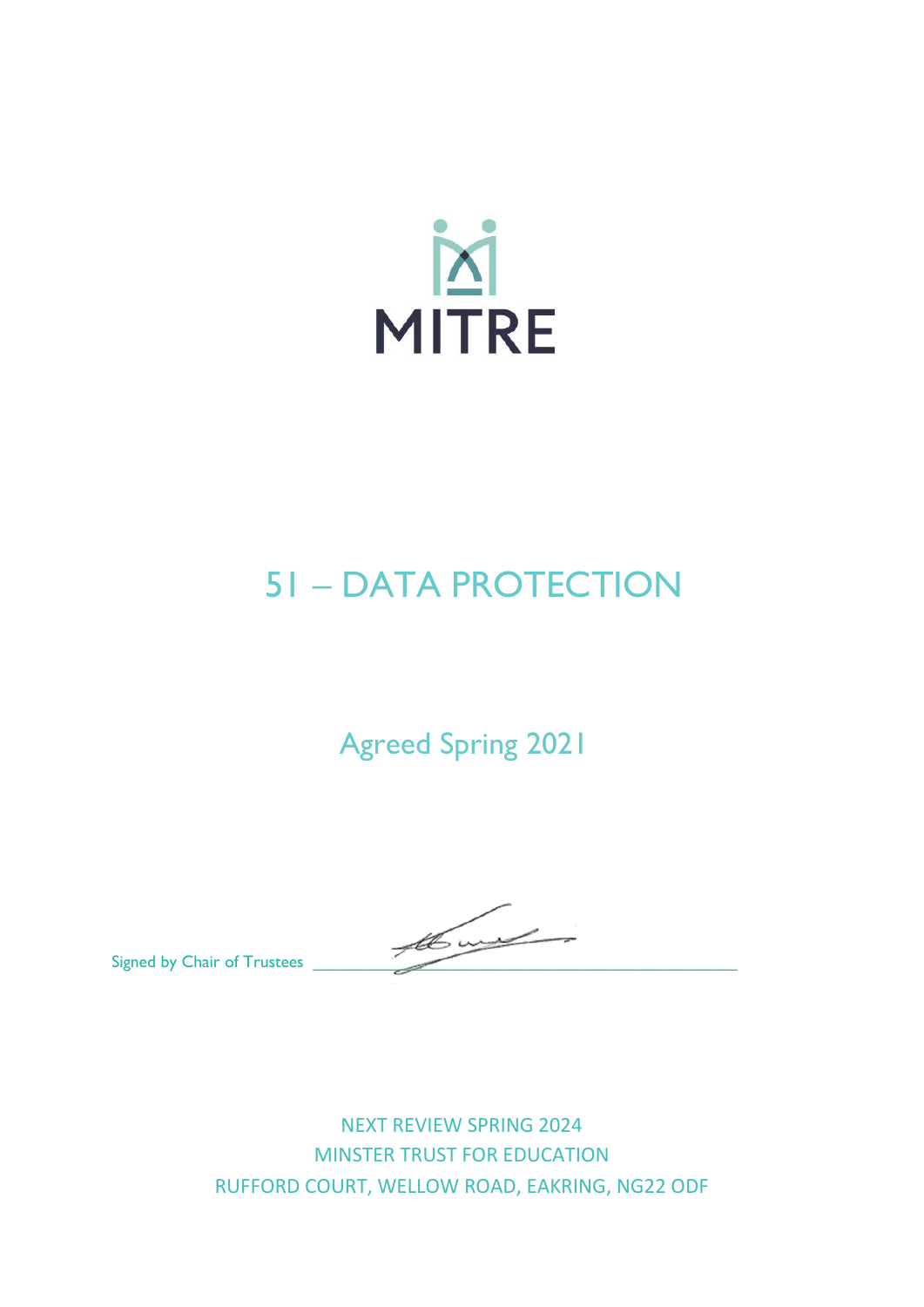MITRE

# 51 – DATA PROTECTION

Agreed Spring 2021

Signed by Chair of Trustees \_\_\_\_\_\_\_\_\_\_\_\_\_\_\_\_\_\_\_\_\_\_\_\_\_\_\_\_\_\_\_\_\_\_\_\_\_\_\_\_

NEXT REVIEW SPRING 2024
MINSTER TRUST FOR EDUCATION
RUFFORD COURT, WELLOW ROAD, EAKRING, NG22 ODF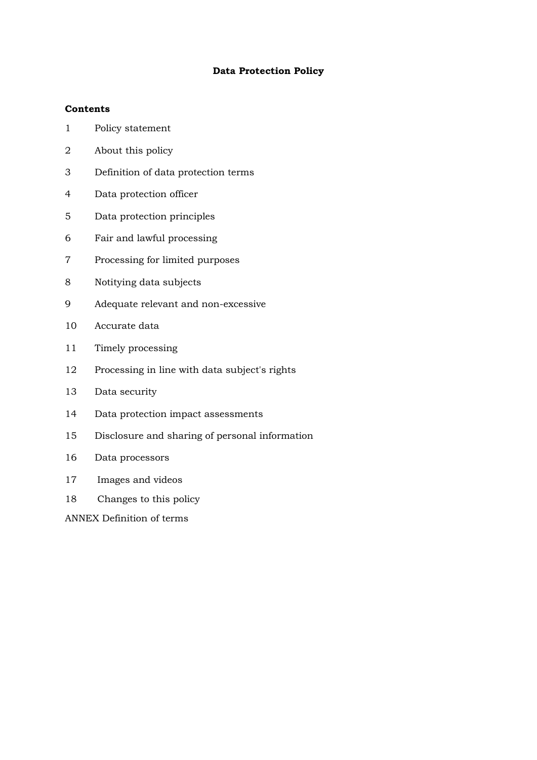**Data Protection Policy**

**Contents**

1 Policy statement

2 About this policy

3 Definition of data protection terms

4 Data protection officer

5 Data protection principles

6 Fair and lawful processing

7 Processing for limited purposes

8 Notitying data subjects

9 Adequate relevant and non-excessive

10 Accurate data

11 Timely processing

12 Processing in line with data subject's rights

13 Data security

14 Data protection impact assessments

15 Disclosure and sharing of personal information

16 Data processors

17 Images and videos

18 Changes to this policy

ANNEX Definition of terms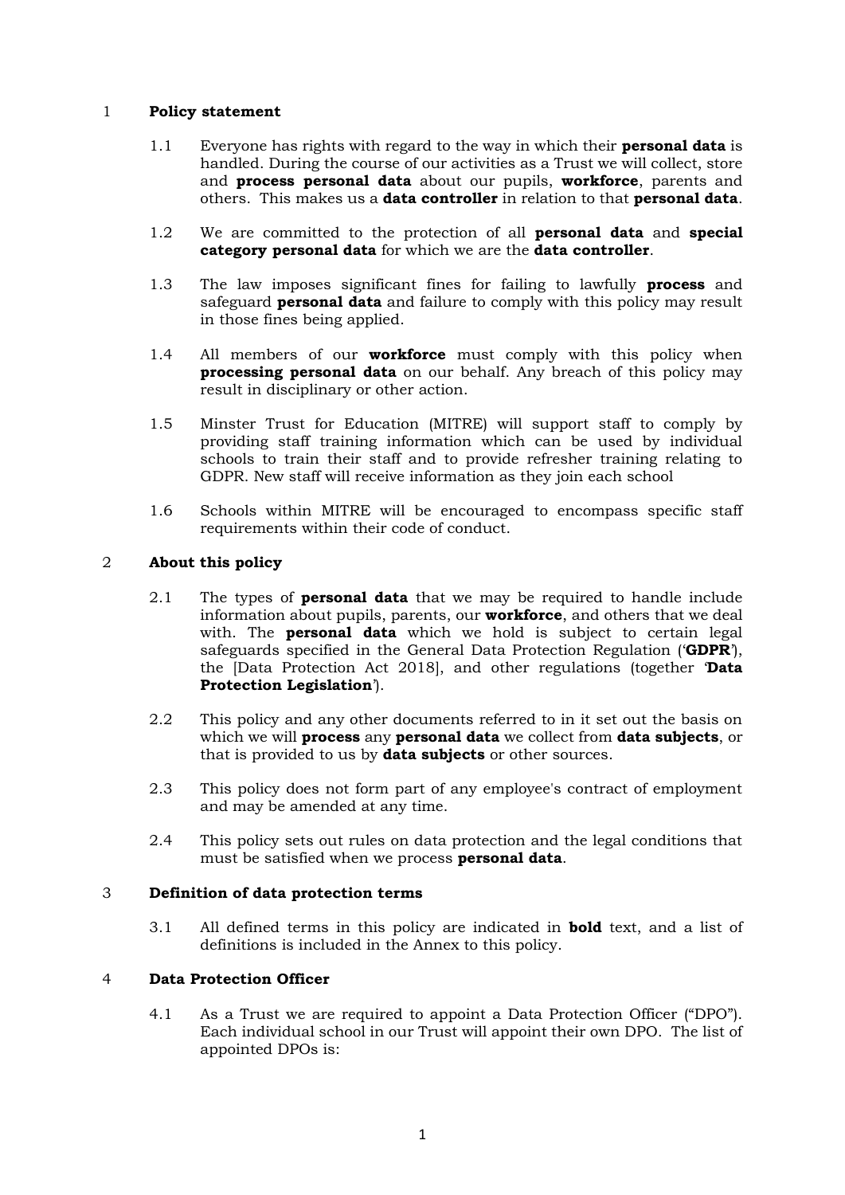## 1 Policy statement

1.1 Everyone has rights with regard to the way in which their **personal data** is handled. During the course of our activities as a Trust we will collect, store and **process personal data** about our pupils, **workforce**, parents and others. This makes us a **data controller** in relation to that **personal data**.

1.2 We are committed to the protection of all **personal data** and **special category personal data** for which we are the **data controller**.

1.3 The law imposes significant fines for failing to lawfully **process** and safeguard **personal data** and failure to comply with this policy may result in those fines being applied.

1.4 All members of our **workforce** must comply with this policy when **processing personal data** on our behalf. Any breach of this policy may result in disciplinary or other action.

1.5 Minster Trust for Education (MITRE) will support staff to comply by providing staff training information which can be used by individual schools to train their staff and to provide refresher training relating to GDPR. New staff will receive information as they join each school

1.6 Schools within MITRE will be encouraged to encompass specific staff requirements within their code of conduct.

## 2 About this policy

2.1 The types of **personal data** that we may be required to handle include information about pupils, parents, our **workforce**, and others that we deal with. The **personal data** which we hold is subject to certain legal safeguards specified in the General Data Protection Regulation ('**GDPR**'), the [Data Protection Act 2018], and other regulations (together '**Data Protection Legislation**').

2.2 This policy and any other documents referred to in it set out the basis on which we will **process** any **personal data** we collect from **data subjects**, or that is provided to us by **data subjects** or other sources.

2.3 This policy does not form part of any employee's contract of employment and may be amended at any time.

2.4 This policy sets out rules on data protection and the legal conditions that must be satisfied when we process **personal data**.

## 3 Definition of data protection terms

3.1 All defined terms in this policy are indicated in **bold** text, and a list of definitions is included in the Annex to this policy.

## 4 Data Protection Officer

4.1 As a Trust we are required to appoint a Data Protection Officer ("DPO"). Each individual school in our Trust will appoint their own DPO. The list of appointed DPOs is: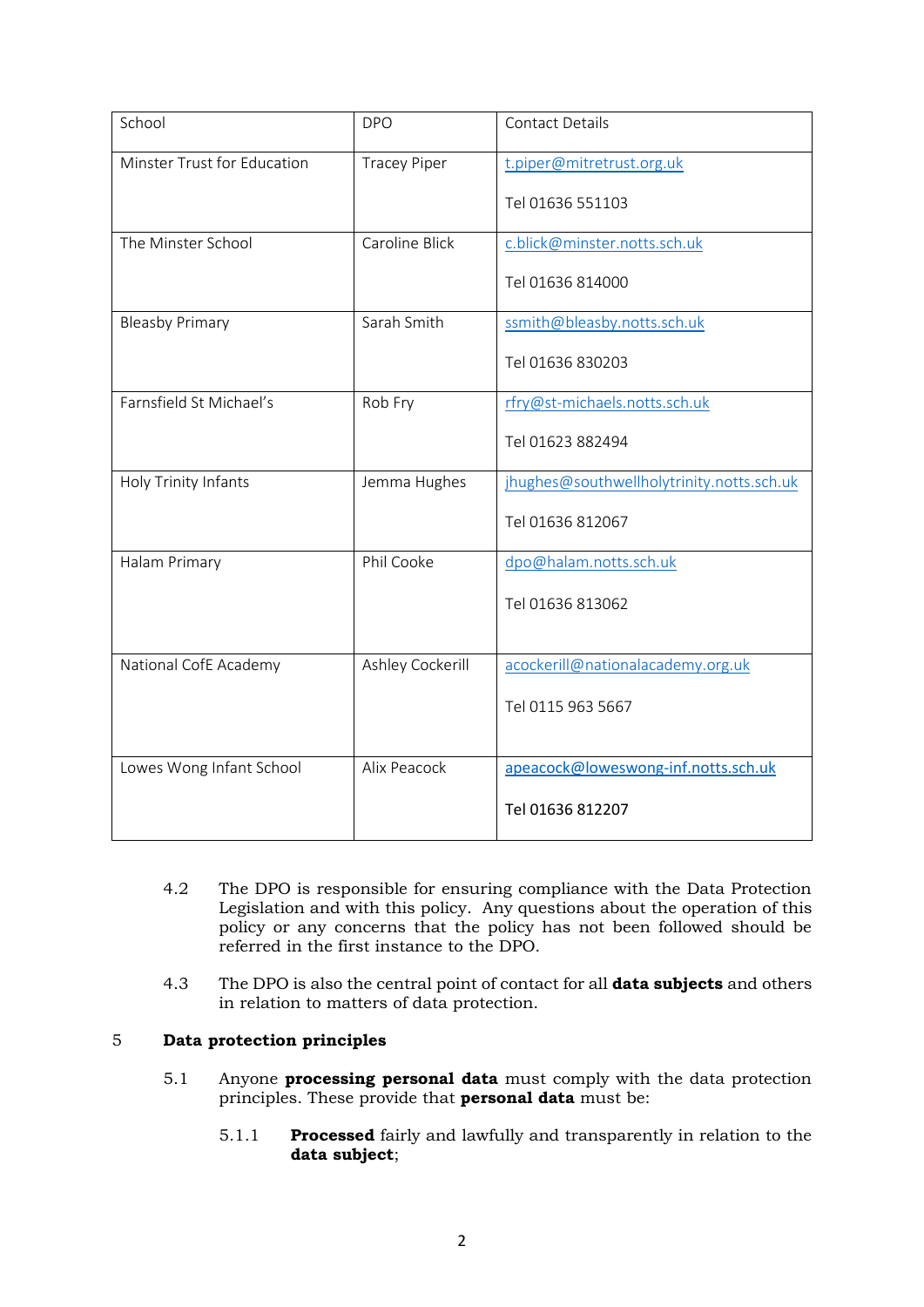| School | DPO | Contact Details |
| --- | --- | --- |
| Minster Trust for Education | Tracey Piper | t.piper@mitretrust.org.uk<br><br>Tel 01636 551103 |
| The Minster School | Caroline Blick | c.blick@minster.notts.sch.uk<br><br>Tel 01636 814000 |
| Bleasby Primary | Sarah Smith | ssmith@bleasby.notts.sch.uk<br><br>Tel 01636 830203 |
| Farnsfield St Michael's | Rob Fry | rfry@st-michaels.notts.sch.uk<br><br>Tel 01623 882494 |
| Holy Trinity Infants | Jemma Hughes | jhughes@southwellholytrinity.notts.sch.uk<br><br>Tel 01636 812067 |
| Halam Primary | Phil Cooke | dpo@halam.notts.sch.uk<br><br>Tel 01636 813062 |
| National CofE Academy | Ashley Cockerill | acockerill@nationalacademy.org.uk<br><br>Tel 0115 963 5667 |
| Lowes Wong Infant School | Alix Peacock | apeacock@loweswong-inf.notts.sch.uk<br><br>Tel 01636 812207 |

4.2 The DPO is responsible for ensuring compliance with the Data Protection Legislation and with this policy. Any questions about the operation of this policy or any concerns that the policy has not been followed should be referred in the first instance to the DPO.

4.3 The DPO is also the central point of contact for all **data subjects** and others in relation to matters of data protection.

## 5 Data protection principles

5.1 Anyone **processing personal data** must comply with the data protection principles. These provide that **personal data** must be:

5.1.1 **Processed** fairly and lawfully and transparently in relation to the **data subject**;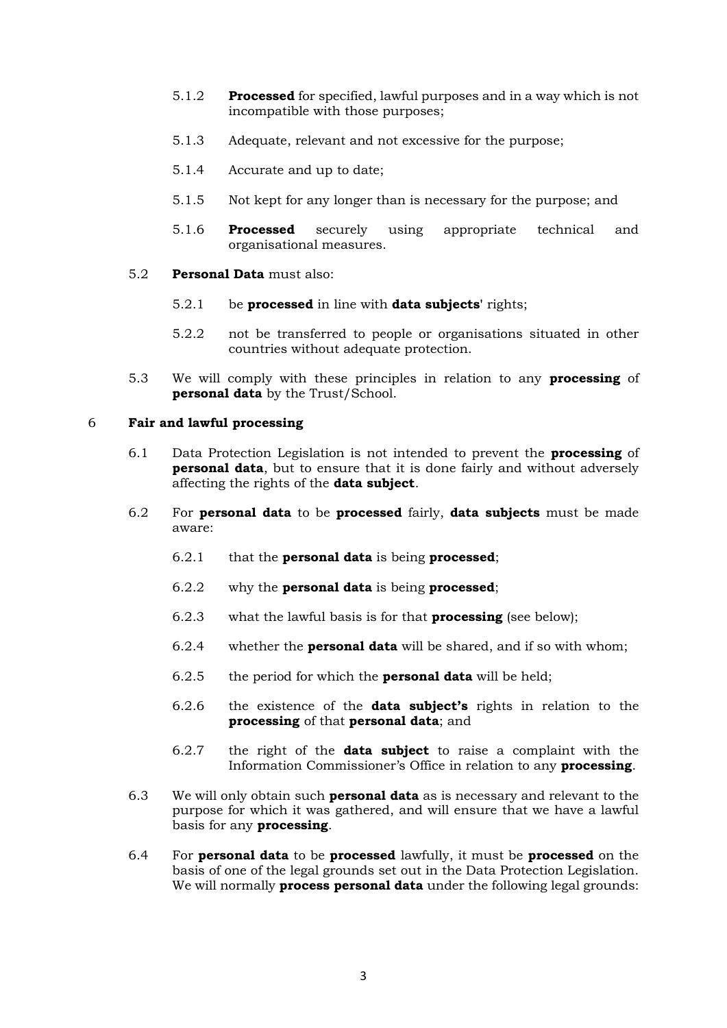5.1.2 **Processed** for specified, lawful purposes and in a way which is not incompatible with those purposes;

5.1.3 Adequate, relevant and not excessive for the purpose;

5.1.4 Accurate and up to date;

5.1.5 Not kept for any longer than is necessary for the purpose; and

5.1.6 **Processed** securely using appropriate technical and organisational measures.

5.2 **Personal Data** must also:

5.2.1 be **processed** in line with **data subjects'** rights;

5.2.2 not be transferred to people or organisations situated in other countries without adequate protection.

5.3 We will comply with these principles in relation to any **processing** of **personal data** by the Trust/School.

## 6 Fair and lawful processing

6.1 Data Protection Legislation is not intended to prevent the **processing** of **personal data**, but to ensure that it is done fairly and without adversely affecting the rights of the **data subject**.

6.2 For **personal data** to be **processed** fairly, **data subjects** must be made aware:

6.2.1 that the **personal data** is being **processed**;

6.2.2 why the **personal data** is being **processed**;

6.2.3 what the lawful basis is for that **processing** (see below);

6.2.4 whether the **personal data** will be shared, and if so with whom;

6.2.5 the period for which the **personal data** will be held;

6.2.6 the existence of the **data subject's** rights in relation to the **processing** of that **personal data**; and

6.2.7 the right of the **data subject** to raise a complaint with the Information Commissioner's Office in relation to any **processing**.

6.3 We will only obtain such **personal data** as is necessary and relevant to the purpose for which it was gathered, and will ensure that we have a lawful basis for any **processing**.

6.4 For **personal data** to be **processed** lawfully, it must be **processed** on the basis of one of the legal grounds set out in the Data Protection Legislation. We will normally **process personal data** under the following legal grounds: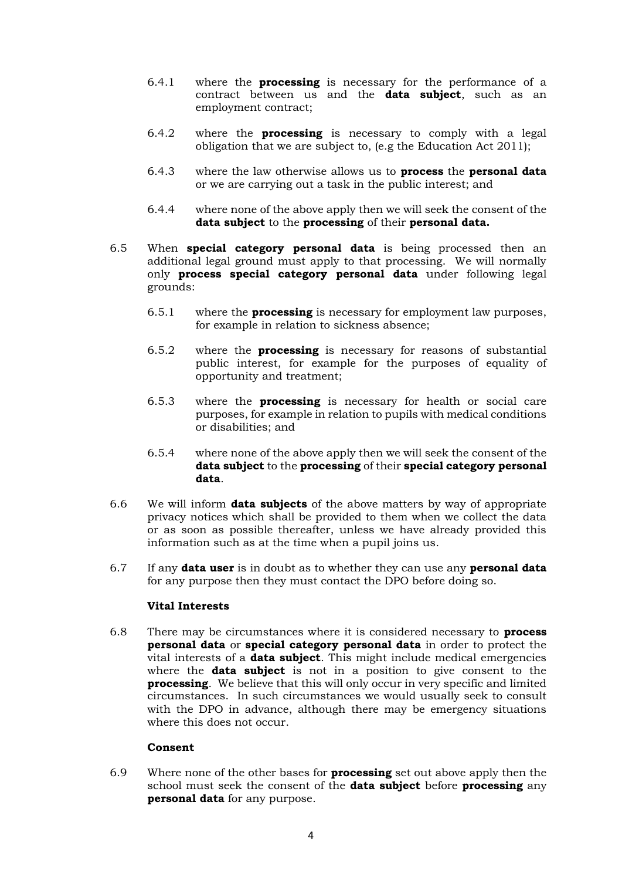6.4.1 where the **processing** is necessary for the performance of a contract between us and the **data subject**, such as an employment contract;

6.4.2 where the **processing** is necessary to comply with a legal obligation that we are subject to, (e.g the Education Act 2011);

6.4.3 where the law otherwise allows us to **process** the **personal data** or we are carrying out a task in the public interest; and

6.4.4 where none of the above apply then we will seek the consent of the **data subject** to the **processing** of their **personal data.**

6.5 When **special category personal data** is being processed then an additional legal ground must apply to that processing. We will normally only **process special category personal data** under following legal grounds:

6.5.1 where the **processing** is necessary for employment law purposes, for example in relation to sickness absence;

6.5.2 where the **processing** is necessary for reasons of substantial public interest, for example for the purposes of equality of opportunity and treatment;

6.5.3 where the **processing** is necessary for health or social care purposes, for example in relation to pupils with medical conditions or disabilities; and

6.5.4 where none of the above apply then we will seek the consent of the **data subject** to the **processing** of their **special category personal data**.

6.6 We will inform **data subjects** of the above matters by way of appropriate privacy notices which shall be provided to them when we collect the data or as soon as possible thereafter, unless we have already provided this information such as at the time when a pupil joins us.

6.7 If any **data user** is in doubt as to whether they can use any **personal data** for any purpose then they must contact the DPO before doing so.

**Vital Interests**

6.8 There may be circumstances where it is considered necessary to **process personal data** or **special category personal data** in order to protect the vital interests of a **data subject**. This might include medical emergencies where the **data subject** is not in a position to give consent to the **processing**. We believe that this will only occur in very specific and limited circumstances. In such circumstances we would usually seek to consult with the DPO in advance, although there may be emergency situations where this does not occur.

**Consent**

6.9 Where none of the other bases for **processing** set out above apply then the school must seek the consent of the **data subject** before **processing** any **personal data** for any purpose.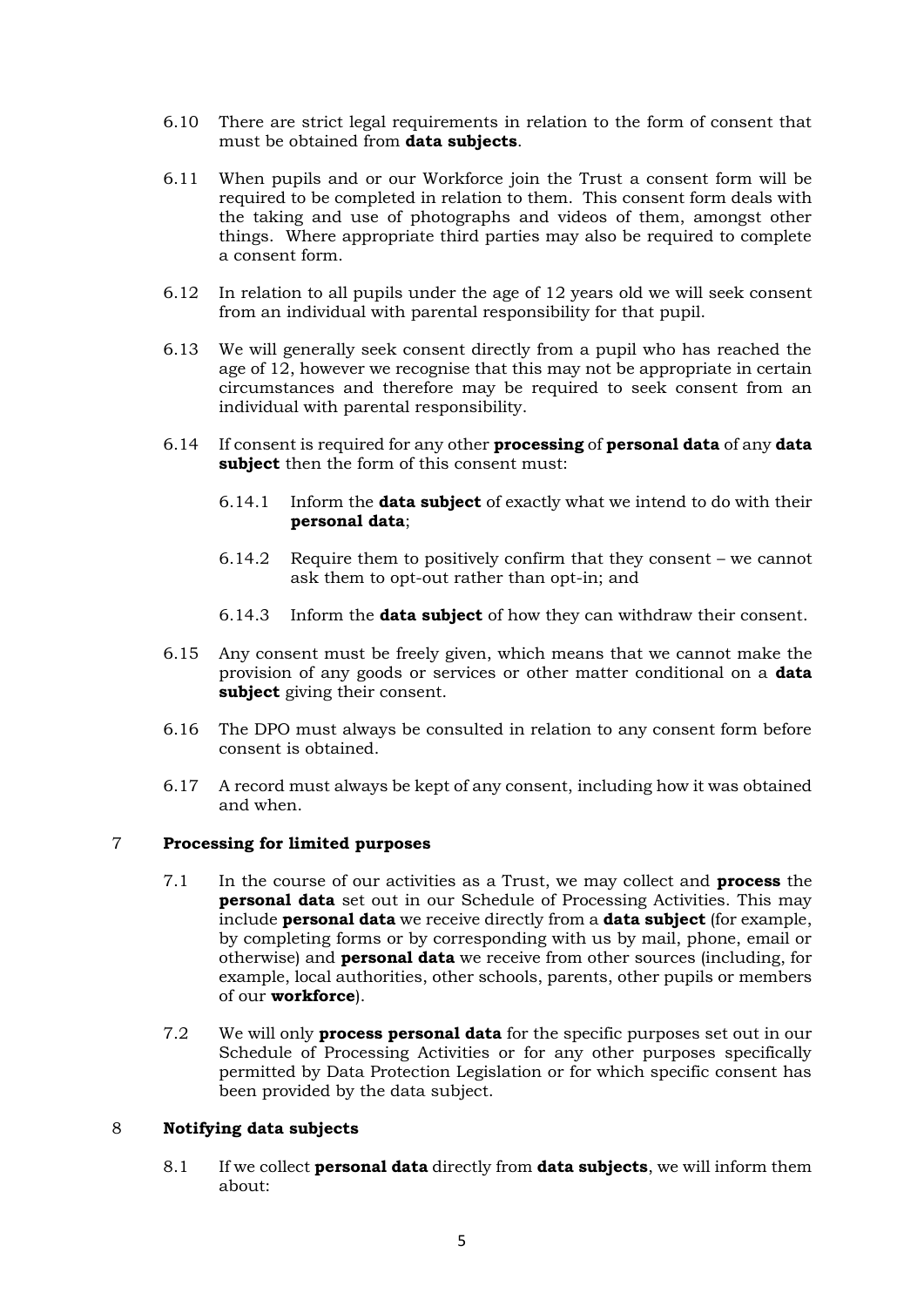6.10 There are strict legal requirements in relation to the form of consent that must be obtained from **data subjects**.

6.11 When pupils and or our Workforce join the Trust a consent form will be required to be completed in relation to them. This consent form deals with the taking and use of photographs and videos of them, amongst other things. Where appropriate third parties may also be required to complete a consent form.

6.12 In relation to all pupils under the age of 12 years old we will seek consent from an individual with parental responsibility for that pupil.

6.13 We will generally seek consent directly from a pupil who has reached the age of 12, however we recognise that this may not be appropriate in certain circumstances and therefore may be required to seek consent from an individual with parental responsibility.

6.14 If consent is required for any other **processing** of **personal data** of any **data subject** then the form of this consent must:

6.14.1 Inform the **data subject** of exactly what we intend to do with their **personal data**;

6.14.2 Require them to positively confirm that they consent – we cannot ask them to opt-out rather than opt-in; and

6.14.3 Inform the **data subject** of how they can withdraw their consent.

6.15 Any consent must be freely given, which means that we cannot make the provision of any goods or services or other matter conditional on a **data subject** giving their consent.

6.16 The DPO must always be consulted in relation to any consent form before consent is obtained.

6.17 A record must always be kept of any consent, including how it was obtained and when.

## 7 Processing for limited purposes

7.1 In the course of our activities as a Trust, we may collect and **process** the **personal data** set out in our Schedule of Processing Activities. This may include **personal data** we receive directly from a **data subject** (for example, by completing forms or by corresponding with us by mail, phone, email or otherwise) and **personal data** we receive from other sources (including, for example, local authorities, other schools, parents, other pupils or members of our **workforce**).

7.2 We will only **process personal data** for the specific purposes set out in our Schedule of Processing Activities or for any other purposes specifically permitted by Data Protection Legislation or for which specific consent has been provided by the data subject.

## 8 Notifying data subjects

8.1 If we collect **personal data** directly from **data subjects**, we will inform them about: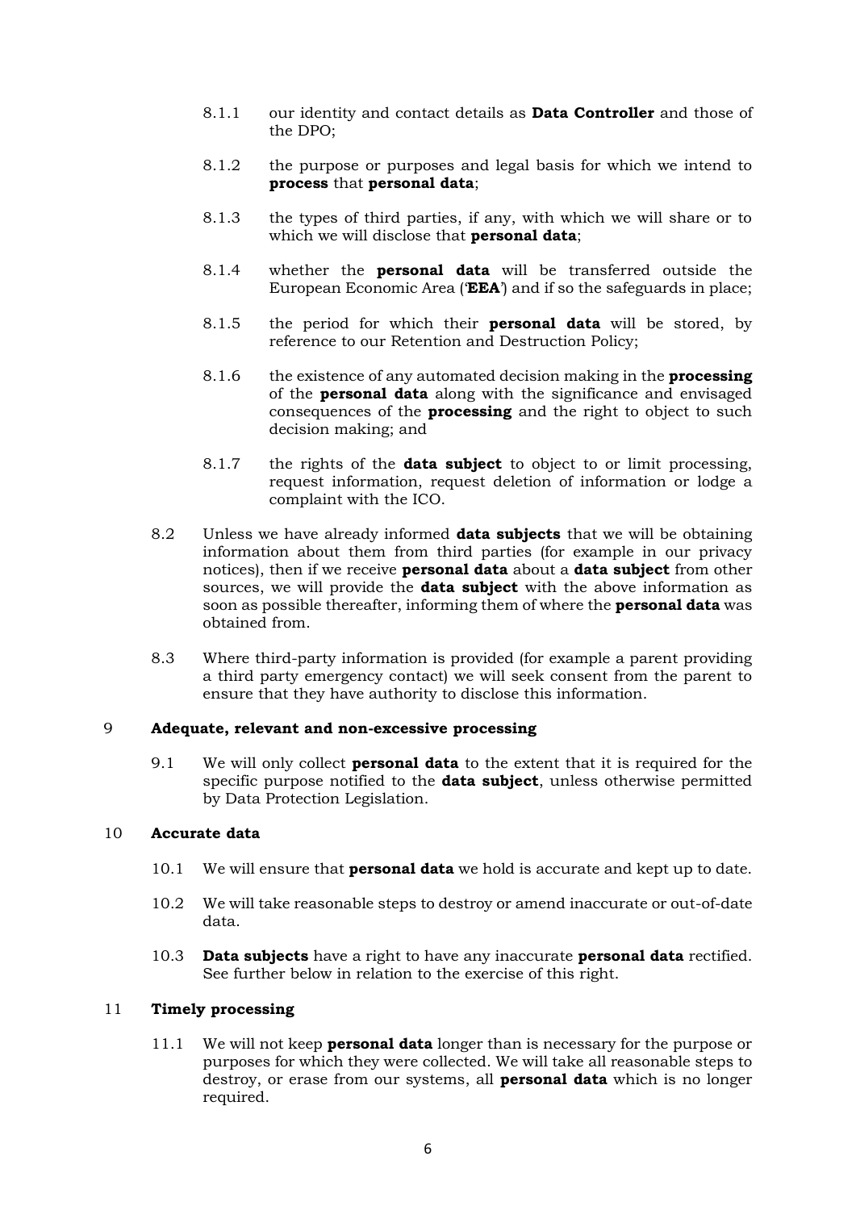8.1.1 our identity and contact details as **Data Controller** and those of the DPO;

8.1.2 the purpose or purposes and legal basis for which we intend to **process** that **personal data**;

8.1.3 the types of third parties, if any, with which we will share or to which we will disclose that **personal data**;

8.1.4 whether the **personal data** will be transferred outside the European Economic Area ('**EEA**') and if so the safeguards in place;

8.1.5 the period for which their **personal data** will be stored, by reference to our Retention and Destruction Policy;

8.1.6 the existence of any automated decision making in the **processing** of the **personal data** along with the significance and envisaged consequences of the **processing** and the right to object to such decision making; and

8.1.7 the rights of the **data subject** to object to or limit processing, request information, request deletion of information or lodge a complaint with the ICO.

8.2 Unless we have already informed **data subjects** that we will be obtaining information about them from third parties (for example in our privacy notices), then if we receive **personal data** about a **data subject** from other sources, we will provide the **data subject** with the above information as soon as possible thereafter, informing them of where the **personal data** was obtained from.

8.3 Where third-party information is provided (for example a parent providing a third party emergency contact) we will seek consent from the parent to ensure that they have authority to disclose this information.

## 9 Adequate, relevant and non-excessive processing

9.1 We will only collect **personal data** to the extent that it is required for the specific purpose notified to the **data subject**, unless otherwise permitted by Data Protection Legislation.

## 10 Accurate data

10.1 We will ensure that **personal data** we hold is accurate and kept up to date.

10.2 We will take reasonable steps to destroy or amend inaccurate or out-of-date data.

10.3 **Data subjects** have a right to have any inaccurate **personal data** rectified. See further below in relation to the exercise of this right.

## 11 Timely processing

11.1 We will not keep **personal data** longer than is necessary for the purpose or purposes for which they were collected. We will take all reasonable steps to destroy, or erase from our systems, all **personal data** which is no longer required.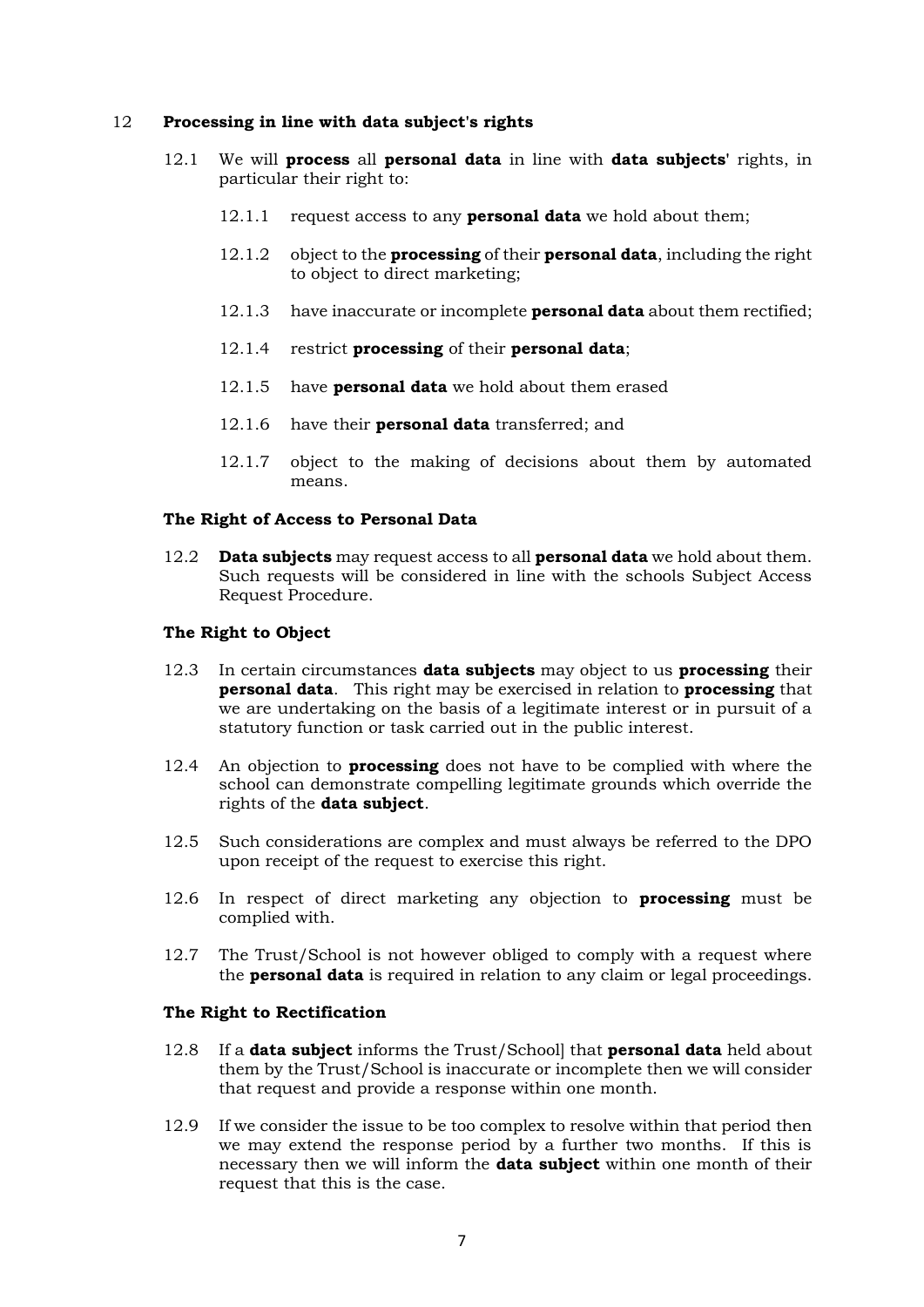## 12 Processing in line with data subject's rights

12.1 We will **process** all **personal data** in line with **data subjects**' rights, in particular their right to:

12.1.1 request access to any **personal data** we hold about them;

12.1.2 object to the **processing** of their **personal data**, including the right to object to direct marketing;

12.1.3 have inaccurate or incomplete **personal data** about them rectified;

12.1.4 restrict **processing** of their **personal data**;

12.1.5 have **personal data** we hold about them erased

12.1.6 have their **personal data** transferred; and

12.1.7 object to the making of decisions about them by automated means.

### The Right of Access to Personal Data

12.2 **Data subjects** may request access to all **personal data** we hold about them. Such requests will be considered in line with the schools Subject Access Request Procedure.

### The Right to Object

12.3 In certain circumstances **data subjects** may object to us **processing** their **personal data**. This right may be exercised in relation to **processing** that we are undertaking on the basis of a legitimate interest or in pursuit of a statutory function or task carried out in the public interest.

12.4 An objection to **processing** does not have to be complied with where the school can demonstrate compelling legitimate grounds which override the rights of the **data subject**.

12.5 Such considerations are complex and must always be referred to the DPO upon receipt of the request to exercise this right.

12.6 In respect of direct marketing any objection to **processing** must be complied with.

12.7 The Trust/School is not however obliged to comply with a request where the **personal data** is required in relation to any claim or legal proceedings.

### The Right to Rectification

12.8 If a **data subject** informs the Trust/School] that **personal data** held about them by the Trust/School is inaccurate or incomplete then we will consider that request and provide a response within one month.

12.9 If we consider the issue to be too complex to resolve within that period then we may extend the response period by a further two months. If this is necessary then we will inform the **data subject** within one month of their request that this is the case.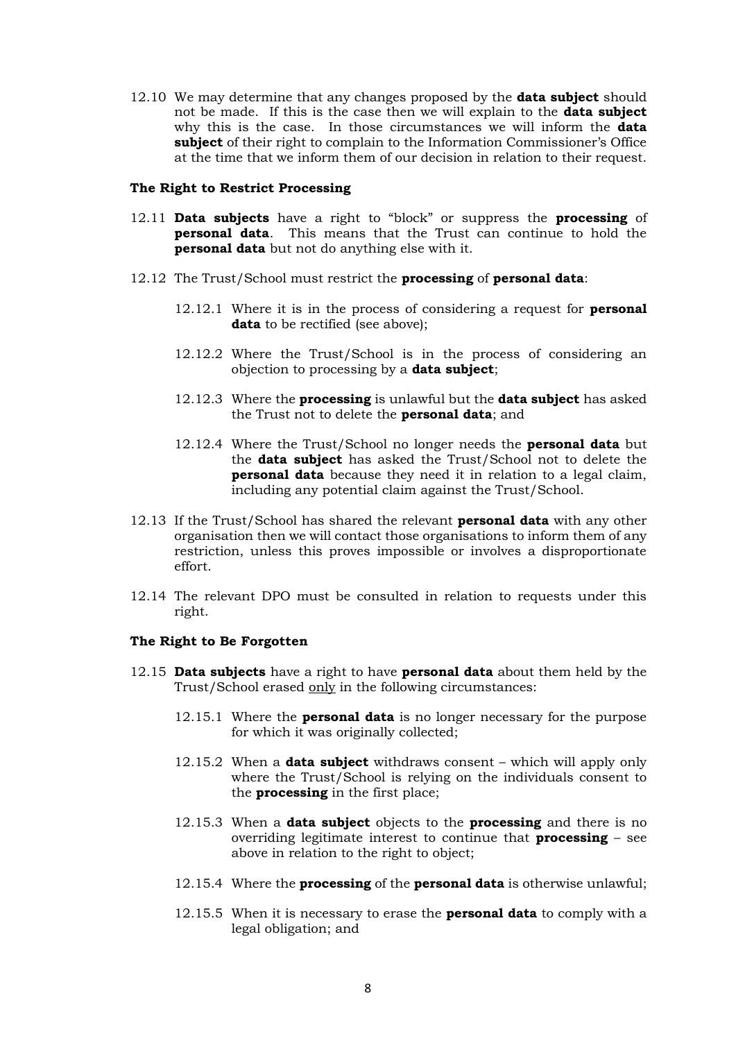12.10 We may determine that any changes proposed by the **data subject** should not be made. If this is the case then we will explain to the **data subject** why this is the case. In those circumstances we will inform the **data subject** of their right to complain to the Information Commissioner's Office at the time that we inform them of our decision in relation to their request.

**The Right to Restrict Processing**

12.11 **Data subjects** have a right to "block" or suppress the **processing** of **personal data**. This means that the Trust can continue to hold the **personal data** but not do anything else with it.

12.12 The Trust/School must restrict the **processing** of **personal data**:

12.12.1 Where it is in the process of considering a request for **personal data** to be rectified (see above);

12.12.2 Where the Trust/School is in the process of considering an objection to processing by a **data subject**;

12.12.3 Where the **processing** is unlawful but the **data subject** has asked the Trust not to delete the **personal data**; and

12.12.4 Where the Trust/School no longer needs the **personal data** but the **data subject** has asked the Trust/School not to delete the **personal data** because they need it in relation to a legal claim, including any potential claim against the Trust/School.

12.13 If the Trust/School has shared the relevant **personal data** with any other organisation then we will contact those organisations to inform them of any restriction, unless this proves impossible or involves a disproportionate effort.

12.14 The relevant DPO must be consulted in relation to requests under this right.

**The Right to Be Forgotten**

12.15 **Data subjects** have a right to have **personal data** about them held by the Trust/School erased only in the following circumstances:

12.15.1 Where the **personal data** is no longer necessary for the purpose for which it was originally collected;

12.15.2 When a **data subject** withdraws consent – which will apply only where the Trust/School is relying on the individuals consent to the **processing** in the first place;

12.15.3 When a **data subject** objects to the **processing** and there is no overriding legitimate interest to continue that **processing** – see above in relation to the right to object;

12.15.4 Where the **processing** of the **personal data** is otherwise unlawful;

12.15.5 When it is necessary to erase the **personal data** to comply with a legal obligation; and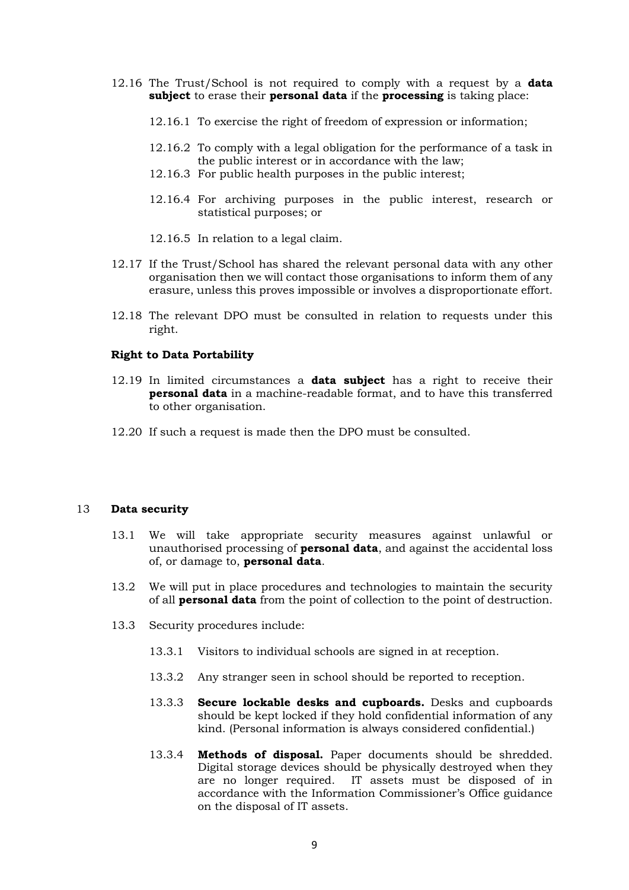12.16 The Trust/School is not required to comply with a request by a **data subject** to erase their **personal data** if the **processing** is taking place:

12.16.1 To exercise the right of freedom of expression or information;

12.16.2 To comply with a legal obligation for the performance of a task in the public interest or in accordance with the law;

12.16.3 For public health purposes in the public interest;

12.16.4 For archiving purposes in the public interest, research or statistical purposes; or

12.16.5 In relation to a legal claim.

12.17 If the Trust/School has shared the relevant personal data with any other organisation then we will contact those organisations to inform them of any erasure, unless this proves impossible or involves a disproportionate effort.

12.18 The relevant DPO must be consulted in relation to requests under this right.

**Right to Data Portability**

12.19 In limited circumstances a **data subject** has a right to receive their **personal data** in a machine-readable format, and to have this transferred to other organisation.

12.20 If such a request is made then the DPO must be consulted.

## 13 Data security

13.1 We will take appropriate security measures against unlawful or unauthorised processing of **personal data**, and against the accidental loss of, or damage to, **personal data**.

13.2 We will put in place procedures and technologies to maintain the security of all **personal data** from the point of collection to the point of destruction.

13.3 Security procedures include:

13.3.1 Visitors to individual schools are signed in at reception.

13.3.2 Any stranger seen in school should be reported to reception.

13.3.3 **Secure lockable desks and cupboards.** Desks and cupboards should be kept locked if they hold confidential information of any kind. (Personal information is always considered confidential.)

13.3.4 **Methods of disposal.** Paper documents should be shredded. Digital storage devices should be physically destroyed when they are no longer required. IT assets must be disposed of in accordance with the Information Commissioner's Office guidance on the disposal of IT assets.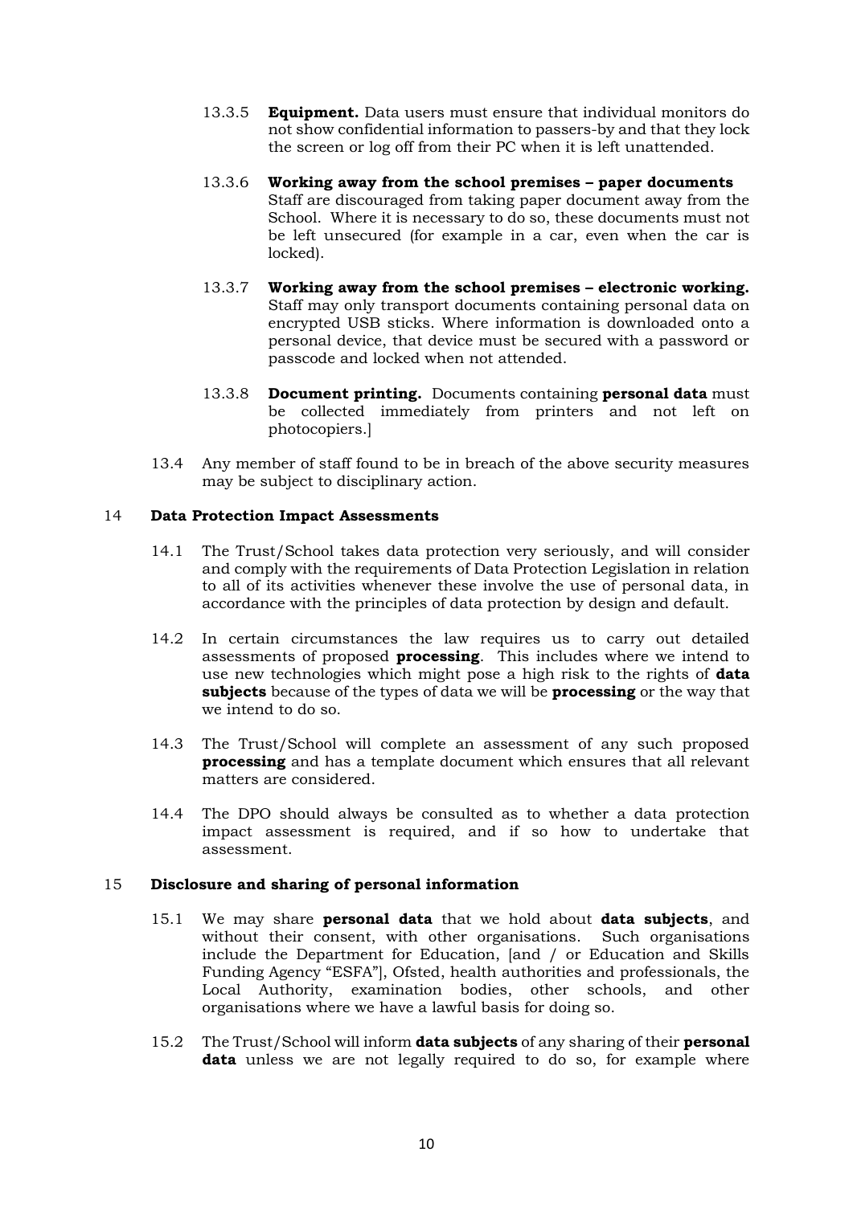13.3.5 **Equipment.** Data users must ensure that individual monitors do not show confidential information to passers-by and that they lock the screen or log off from their PC when it is left unattended.

13.3.6 **Working away from the school premises – paper documents** Staff are discouraged from taking paper document away from the School. Where it is necessary to do so, these documents must not be left unsecured (for example in a car, even when the car is locked).

13.3.7 **Working away from the school premises – electronic working.** Staff may only transport documents containing personal data on encrypted USB sticks. Where information is downloaded onto a personal device, that device must be secured with a password or passcode and locked when not attended.

13.3.8 **Document printing.** Documents containing **personal data** must be collected immediately from printers and not left on photocopiers.]

13.4 Any member of staff found to be in breach of the above security measures may be subject to disciplinary action.

## 14 Data Protection Impact Assessments

14.1 The Trust/School takes data protection very seriously, and will consider and comply with the requirements of Data Protection Legislation in relation to all of its activities whenever these involve the use of personal data, in accordance with the principles of data protection by design and default.

14.2 In certain circumstances the law requires us to carry out detailed assessments of proposed **processing**. This includes where we intend to use new technologies which might pose a high risk to the rights of **data subjects** because of the types of data we will be **processing** or the way that we intend to do so.

14.3 The Trust/School will complete an assessment of any such proposed **processing** and has a template document which ensures that all relevant matters are considered.

14.4 The DPO should always be consulted as to whether a data protection impact assessment is required, and if so how to undertake that assessment.

## 15 Disclosure and sharing of personal information

15.1 We may share **personal data** that we hold about **data subjects**, and without their consent, with other organisations. Such organisations include the Department for Education, [and / or Education and Skills Funding Agency "ESFA"], Ofsted, health authorities and professionals, the Local Authority, examination bodies, other schools, and other organisations where we have a lawful basis for doing so.

15.2 The Trust/School will inform **data subjects** of any sharing of their **personal data** unless we are not legally required to do so, for example where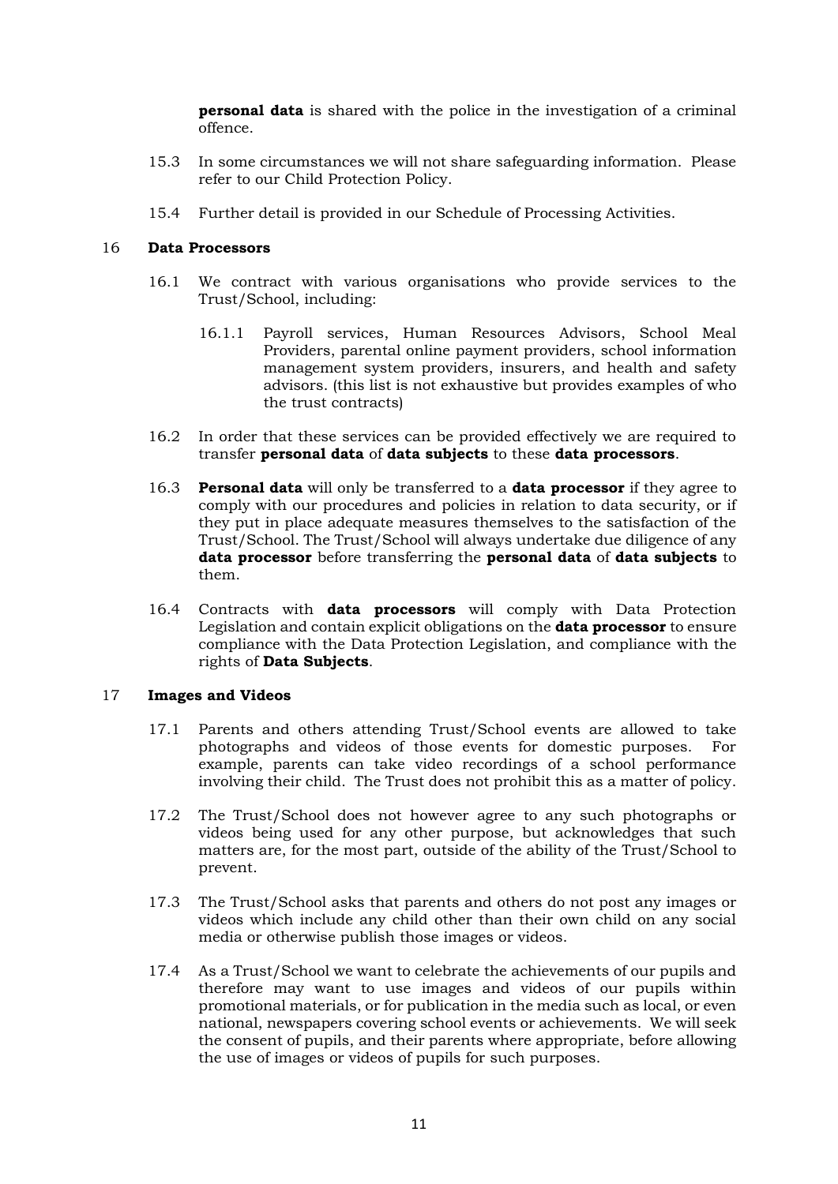**personal data** is shared with the police in the investigation of a criminal offence.

15.3 In some circumstances we will not share safeguarding information. Please refer to our Child Protection Policy.

15.4 Further detail is provided in our Schedule of Processing Activities.

## 16 Data Processors

16.1 We contract with various organisations who provide services to the Trust/School, including:

16.1.1 Payroll services, Human Resources Advisors, School Meal Providers, parental online payment providers, school information management system providers, insurers, and health and safety advisors. (this list is not exhaustive but provides examples of who the trust contracts)

16.2 In order that these services can be provided effectively we are required to transfer **personal data** of **data subjects** to these **data processors**.

16.3 **Personal data** will only be transferred to a **data processor** if they agree to comply with our procedures and policies in relation to data security, or if they put in place adequate measures themselves to the satisfaction of the Trust/School. The Trust/School will always undertake due diligence of any **data processor** before transferring the **personal data** of **data subjects** to them.

16.4 Contracts with **data processors** will comply with Data Protection Legislation and contain explicit obligations on the **data processor** to ensure compliance with the Data Protection Legislation, and compliance with the rights of **Data Subjects**.

## 17 Images and Videos

17.1 Parents and others attending Trust/School events are allowed to take photographs and videos of those events for domestic purposes. For example, parents can take video recordings of a school performance involving their child. The Trust does not prohibit this as a matter of policy.

17.2 The Trust/School does not however agree to any such photographs or videos being used for any other purpose, but acknowledges that such matters are, for the most part, outside of the ability of the Trust/School to prevent.

17.3 The Trust/School asks that parents and others do not post any images or videos which include any child other than their own child on any social media or otherwise publish those images or videos.

17.4 As a Trust/School we want to celebrate the achievements of our pupils and therefore may want to use images and videos of our pupils within promotional materials, or for publication in the media such as local, or even national, newspapers covering school events or achievements. We will seek the consent of pupils, and their parents where appropriate, before allowing the use of images or videos of pupils for such purposes.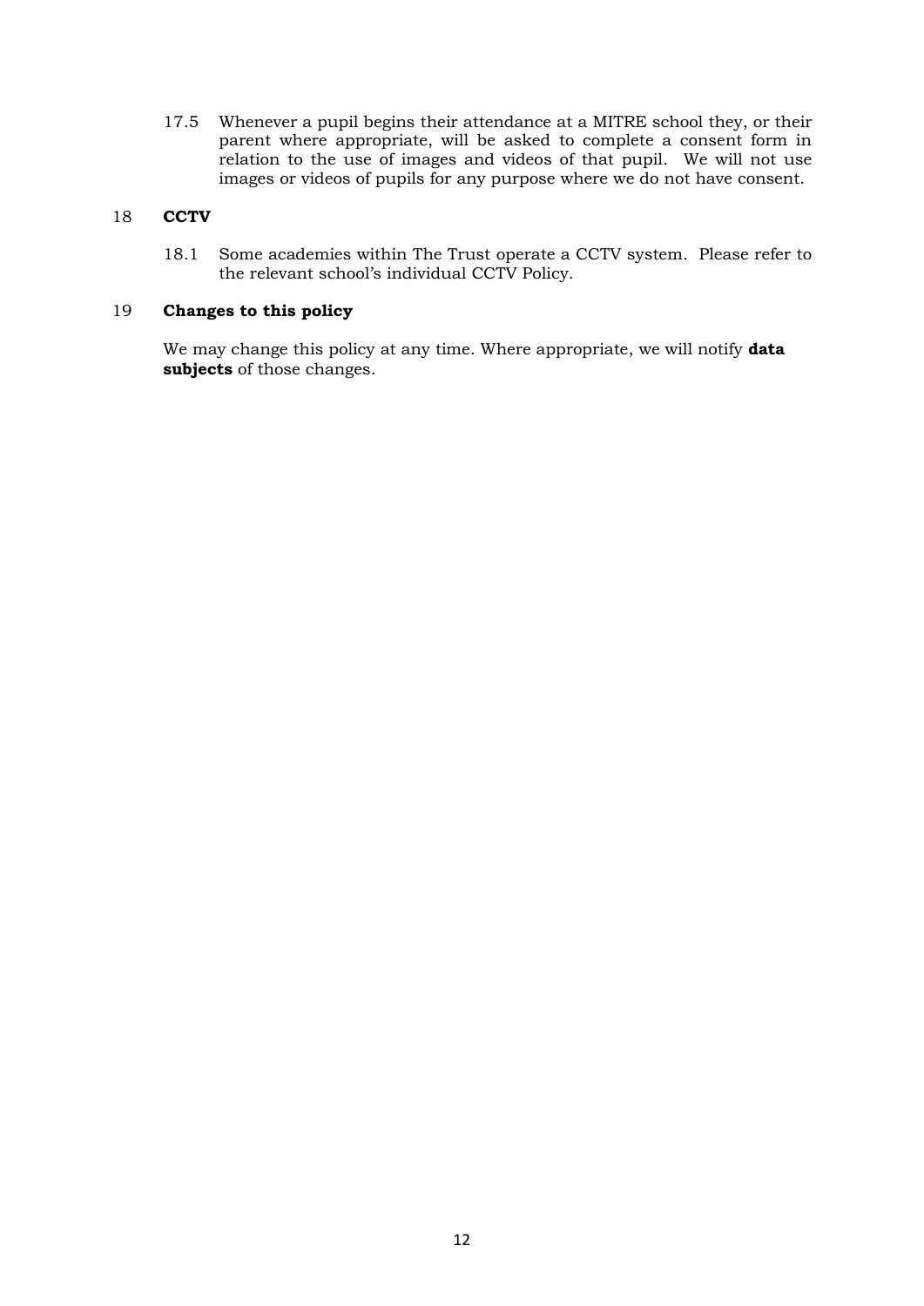17.5 Whenever a pupil begins their attendance at a MITRE school they, or their parent where appropriate, will be asked to complete a consent form in relation to the use of images and videos of that pupil. We will not use images or videos of pupils for any purpose where we do not have consent.

## 18 CCTV

18.1 Some academies within The Trust operate a CCTV system. Please refer to the relevant school's individual CCTV Policy.

## 19 Changes to this policy

We may change this policy at any time. Where appropriate, we will notify **data subjects** of those changes.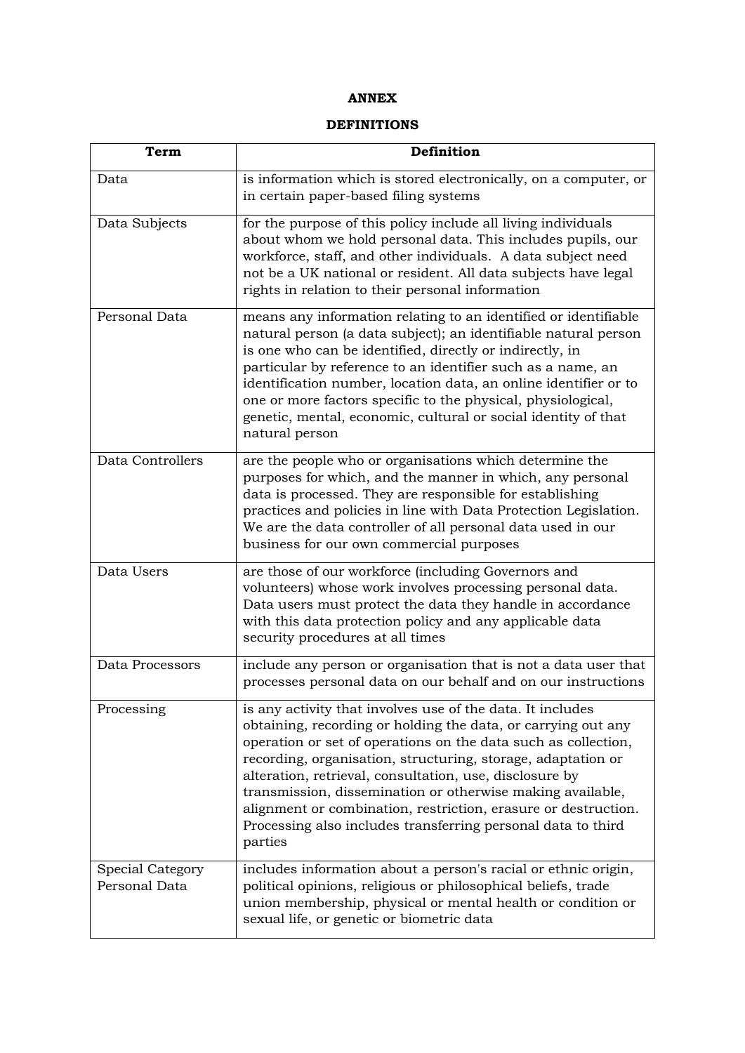# ANNEX

## DEFINITIONS

| Term | Definition |
|---|---|
| Data | is information which is stored electronically, on a computer, or in certain paper-based filing systems |
| Data Subjects | for the purpose of this policy include all living individuals about whom we hold personal data. This includes pupils, our workforce, staff, and other individuals. A data subject need not be a UK national or resident. All data subjects have legal rights in relation to their personal information |
| Personal Data | means any information relating to an identified or identifiable natural person (a data subject); an identifiable natural person is one who can be identified, directly or indirectly, in particular by reference to an identifier such as a name, an identification number, location data, an online identifier or to one or more factors specific to the physical, physiological, genetic, mental, economic, cultural or social identity of that natural person |
| Data Controllers | are the people who or organisations which determine the purposes for which, and the manner in which, any personal data is processed. They are responsible for establishing practices and policies in line with Data Protection Legislation. We are the data controller of all personal data used in our business for our own commercial purposes |
| Data Users | are those of our workforce (including Governors and volunteers) whose work involves processing personal data. Data users must protect the data they handle in accordance with this data protection policy and any applicable data security procedures at all times |
| Data Processors | include any person or organisation that is not a data user that processes personal data on our behalf and on our instructions |
| Processing | is any activity that involves use of the data. It includes obtaining, recording or holding the data, or carrying out any operation or set of operations on the data such as collection, recording, organisation, structuring, storage, adaptation or alteration, retrieval, consultation, use, disclosure by transmission, dissemination or otherwise making available, alignment or combination, restriction, erasure or destruction. Processing also includes transferring personal data to third parties |
| Special Category Personal Data | includes information about a person's racial or ethnic origin, political opinions, religious or philosophical beliefs, trade union membership, physical or mental health or condition or sexual life, or genetic or biometric data |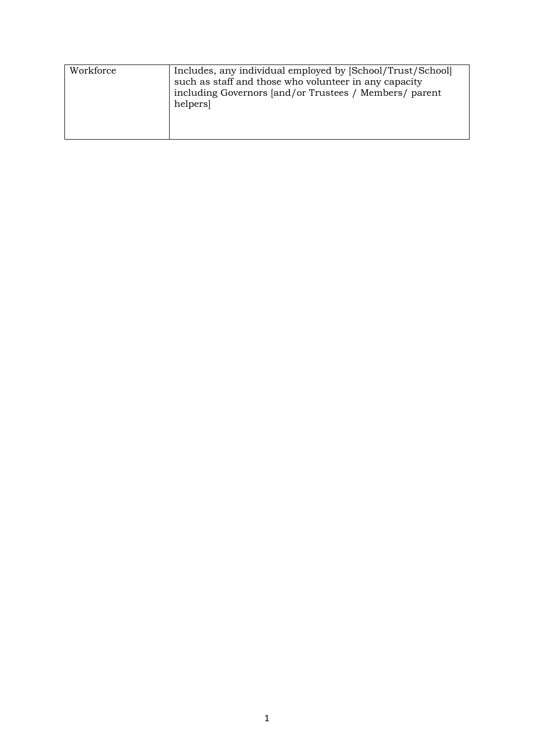| | |
|---|---|
| Workforce | Includes, any individual employed by [School/Trust/School] such as staff and those who volunteer in any capacity including Governors [and/or Trustees / Members/ parent helpers] |